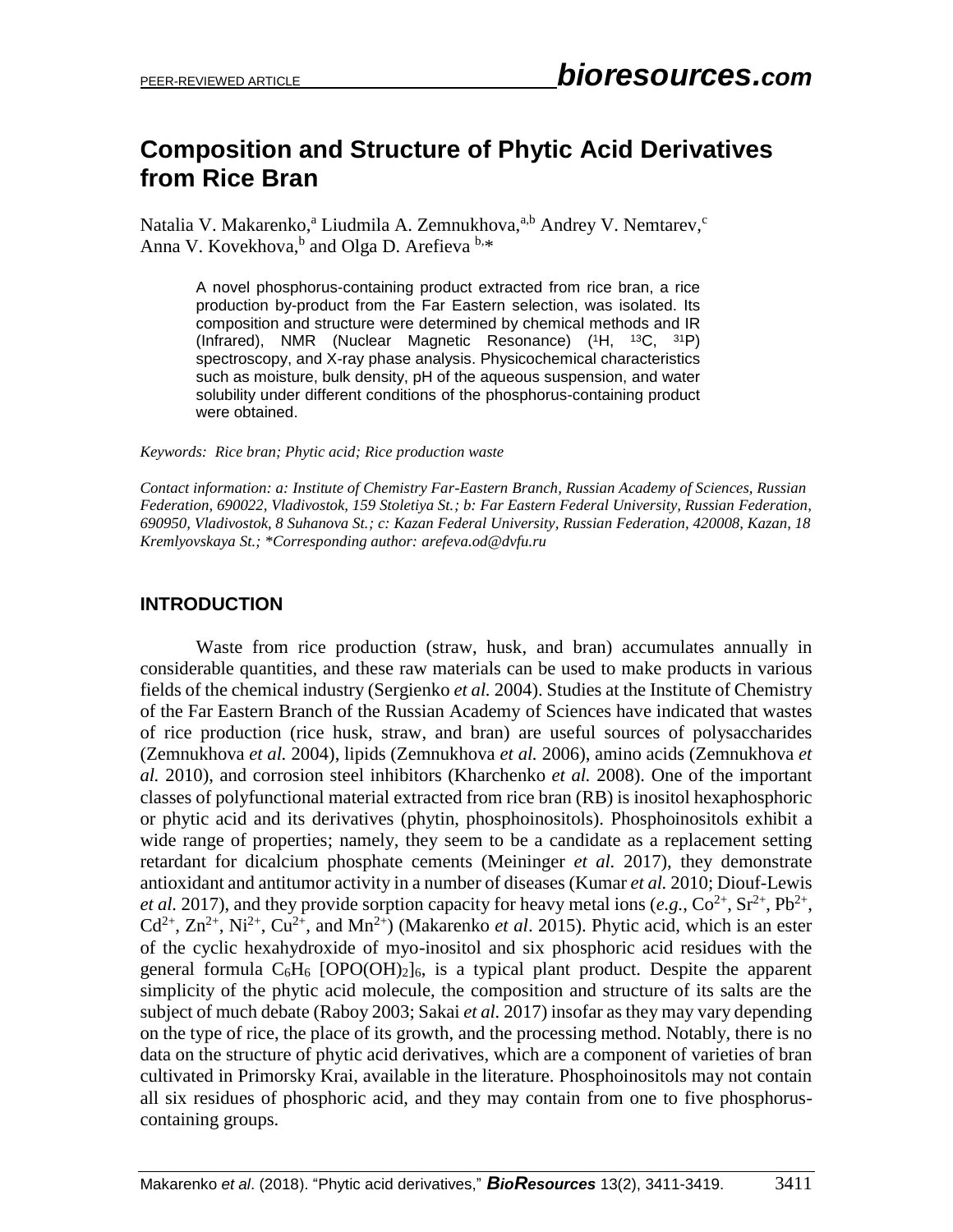# Composition and Structure of Phytic Acid Derivatives from Rice Bran

Natalia V. Makarenko,[a] Liudmila A. Zemnukhova,[a,b] Andrey V. Nemtarev,[c] Anna V. Kovekhova,[b] and Olga D. Arefieva [b,]*

> A novel phosphorus-containing product extracted from rice bran, a rice production by-product from the Far Eastern selection, was isolated. Its composition and structure were determined by chemical methods and IR (Infrared), NMR (Nuclear Magnetic Resonance) ($^{1}H$, $^{13}C$, $^{31}P$) spectroscopy, and X-ray phase analysis. Physicochemical characteristics such as moisture, bulk density, pH of the aqueous suspension, and water solubility under different conditions of the phosphorus-containing product were obtained.

*Keywords: Rice bran; Phytic acid; Rice production waste*

*Contact information: a: Institute of Chemistry Far-Eastern Branch, Russian Academy of Sciences, Russian Federation, 690022, Vladivostok, 159 Stoletiya St.; b: Far Eastern Federal University, Russian Federation, 690950, Vladivostok, 8 Suhanova St.; c: Kazan Federal University, Russian Federation, 420008, Kazan, 18 Kremlyovskaya St.; \*Corresponding author: arefeva.od@dvfu.ru*

## INTRODUCTION

Waste from rice production (straw, husk, and bran) accumulates annually in considerable quantities, and these raw materials can be used to make products in various fields of the chemical industry (Sergienko *et al.* 2004). Studies at the Institute of Chemistry of the Far Eastern Branch of the Russian Academy of Sciences have indicated that wastes of rice production (rice husk, straw, and bran) are useful sources of polysaccharides (Zemnukhova *et al.* 2004), lipids (Zemnukhova *et al.* 2006), amino acids (Zemnukhova *et al.* 2010), and corrosion steel inhibitors (Kharchenko *et al.* 2008). One of the important classes of polyfunctional material extracted from rice bran (RB) is inositol hexaphosphoric or phytic acid and its derivatives (phytin, phosphoinositols). Phosphoinositols exhibit a wide range of properties; namely, they seem to be a candidate as a replacement setting retardant for dicalcium phosphate cements (Meininger *et al.* 2017), they demonstrate antioxidant and antitumor activity in a number of diseases (Kumar *et al.* 2010; Diouf-Lewis *et al.* 2017), and they provide sorption capacity for heavy metal ions (*e.g.*, $Co^{2+}$, $Sr^{2+}$, $Pb^{2+}$, $Cd^{2+}$, $Zn^{2+}$, $Ni^{2+}$, $Cu^{2+}$, and $Mn^{2+}$) (Makarenko *et al*. 2015). Phytic acid, which is an ester of the cyclic hexahydroxide of myo-inositol and six phosphoric acid residues with the general formula $C_6H_6$ $[OPO(OH)_2]_6$, is a typical plant product. Despite the apparent simplicity of the phytic acid molecule, the composition and structure of its salts are the subject of much debate (Raboy 2003; Sakai *et al.* 2017) insofar as they may vary depending on the type of rice, the place of its growth, and the processing method. Notably, there is no data on the structure of phytic acid derivatives, which are a component of varieties of bran cultivated in Primorsky Krai, available in the literature. Phosphoinositols may not contain all six residues of phosphoric acid, and they may contain from one to five phosphorus-containing groups.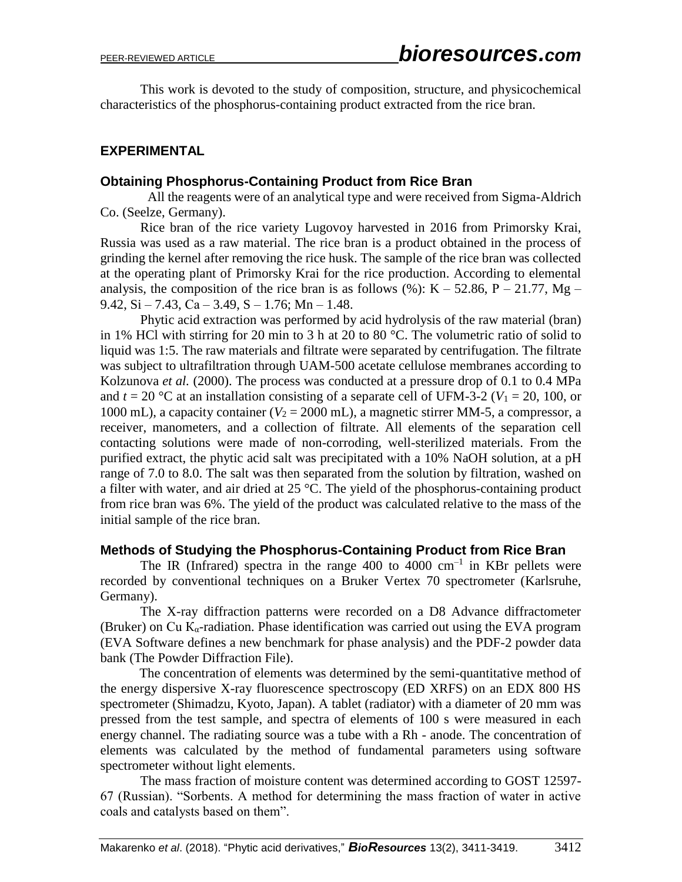This work is devoted to the study of composition, structure, and physicochemical characteristics of the phosphorus-containing product extracted from the rice bran.

## EXPERIMENTAL

### Obtaining Phosphorus-Containing Product from Rice Bran

All the reagents were of an analytical type and were received from Sigma-Aldrich Co. (Seelze, Germany).

Rice bran of the rice variety Lugovoy harvested in 2016 from Primorsky Krai, Russia was used as a raw material. The rice bran is a product obtained in the process of grinding the kernel after removing the rice husk. The sample of the rice bran was collected at the operating plant of Primorsky Krai for the rice production. According to elemental analysis, the composition of the rice bran is as follows (%): K – 52.86, P – 21.77, Mg – 9.42, Si – 7.43, Ca – 3.49, S – 1.76; Mn – 1.48.

Phytic acid extraction was performed by acid hydrolysis of the raw material (bran) in 1% HCl with stirring for 20 min to 3 h at 20 to 80 °C. The volumetric ratio of solid to liquid was 1:5. The raw materials and filtrate were separated by centrifugation. The filtrate was subject to ultrafiltration through UAM-500 acetate cellulose membranes according to Kolzunova *et al.* (2000). The process was conducted at a pressure drop of 0.1 to 0.4 MPa and $t$ = 20 °C at an installation consisting of a separate cell of UFM-3-2 ($V_1$ = 20, 100, or 1000 mL), a capacity container ($V_2$ = 2000 mL), a magnetic stirrer MM-5, a compressor, a receiver, manometers, and a collection of filtrate. All elements of the separation cell contacting solutions were made of non-corroding, well-sterilized materials. From the purified extract, the phytic acid salt was precipitated with a 10% NaOH solution, at a pH range of 7.0 to 8.0. The salt was then separated from the solution by filtration, washed on a filter with water, and air dried at 25 °C. The yield of the phosphorus-containing product from rice bran was 6%. The yield of the product was calculated relative to the mass of the initial sample of the rice bran.

### Methods of Studying the Phosphorus-Containing Product from Rice Bran

The IR (Infrared) spectra in the range 400 to 4000 $cm^{-1}$ in KBr pellets were recorded by conventional techniques on a Bruker Vertex 70 spectrometer (Karlsruhe, Germany).

The X-ray diffraction patterns were recorded on a D8 Advance diffractometer (Bruker) on Cu $K_{\alpha}$-radiation. Phase identification was carried out using the EVA program (EVA Software defines a new benchmark for phase analysis) and the PDF-2 powder data bank (The Powder Diffraction File).

The concentration of elements was determined by the semi-quantitative method of the energy dispersive X-ray fluorescence spectroscopy (ED XRFS) on an EDX 800 HS spectrometer (Shimadzu, Kyoto, Japan). A tablet (radiator) with a diameter of 20 mm was pressed from the test sample, and spectra of elements of 100 s were measured in each energy channel. The radiating source was a tube with a Rh - anode. The concentration of elements was calculated by the method of fundamental parameters using software spectrometer without light elements.

The mass fraction of moisture content was determined according to GOST 12597-67 (Russian). "Sorbents. A method for determining the mass fraction of water in active coals and catalysts based on them".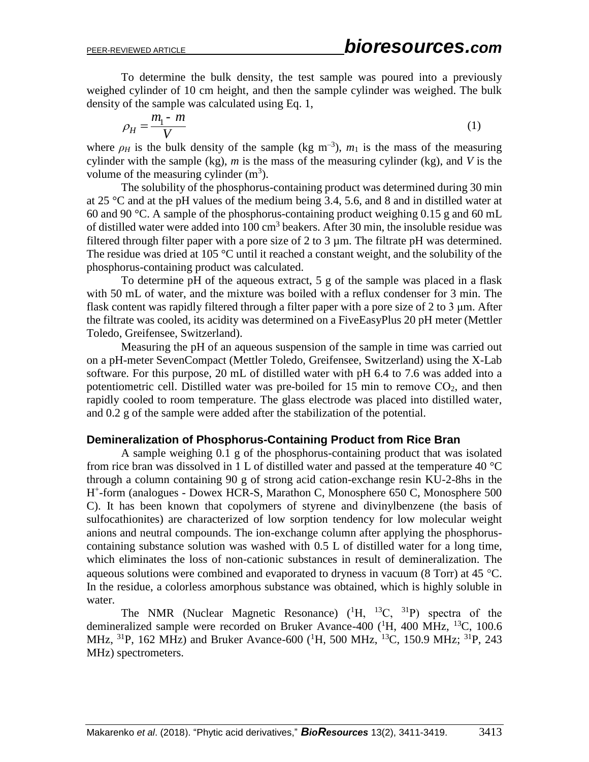To determine the bulk density, the test sample was poured into a previously weighed cylinder of 10 cm height, and then the sample cylinder was weighed. The bulk density of the sample was calculated using Eq. 1,

$$\rho_H = \frac{m_1 - m}{V} \tag{1}$$

where $\rho_H$ is the bulk density of the sample (kg m$^{-3}$), $m_1$ is the mass of the measuring cylinder with the sample (kg), $m$ is the mass of the measuring cylinder (kg), and $V$ is the volume of the measuring cylinder (m$^3$).

The solubility of the phosphorus-containing product was determined during 30 min at 25 °C and at the pH values of the medium being 3.4, 5.6, and 8 and in distilled water at 60 and 90 °C. A sample of the phosphorus-containing product weighing 0.15 g and 60 mL of distilled water were added into 100 cm$^3$ beakers. After 30 min, the insoluble residue was filtered through filter paper with a pore size of 2 to 3 µm. The filtrate pH was determined. The residue was dried at 105 °C until it reached a constant weight, and the solubility of the phosphorus-containing product was calculated.

To determine pH of the aqueous extract, 5 g of the sample was placed in a flask with 50 mL of water, and the mixture was boiled with a reflux condenser for 3 min. The flask content was rapidly filtered through a filter paper with a pore size of 2 to 3 μm. After the filtrate was cooled, its acidity was determined on a FiveEasyPlus 20 pH meter (Mettler Toledo, Greifensee, Switzerland).

Measuring the pH of an aqueous suspension of the sample in time was carried out on a pH-meter SevenCompact (Mettler Toledo, Greifensee, Switzerland) using the X-Lab software. For this purpose, 20 mL of distilled water with pH 6.4 to 7.6 was added into a potentiometric cell. Distilled water was pre-boiled for 15 min to remove $CO_2$, and then rapidly cooled to room temperature. The glass electrode was placed into distilled water, and 0.2 g of the sample were added after the stabilization of the potential.

### Demineralization of Phosphorus-Containing Product from Rice Bran

A sample weighing 0.1 g of the phosphorus-containing product that was isolated from rice bran was dissolved in 1 L of distilled water and passed at the temperature 40 °C through a column containing 90 g of strong acid cation-exchange resin KU-2-8hs in the $H^+$-form (analogues - Dowex HCR-S, Marathon C, Monosphere 650 C, Monosphere 500 C). It has been known that copolymers of styrene and divinylbenzene (the basis of sulfocathionites) are characterized of low sorption tendency for low molecular weight anions and neutral compounds. The ion-exchange column after applying the phosphorus-containing substance solution was washed with 0.5 L of distilled water for a long time, which eliminates the loss of non-cationic substances in result of demineralization. The aqueous solutions were combined and evaporated to dryness in vacuum (8 Torr) at 45 °C. In the residue, a colorless amorphous substance was obtained, which is highly soluble in water.

The NMR (Nuclear Magnetic Resonance) ($^1$H, $^{13}$C, $^{31}$P) spectra of the demineralized sample were recorded on Bruker Avance-400 ($^1$H, 400 MHz, $^{13}$C, 100.6 MHz, $^{31}$P, 162 MHz) and Bruker Avance-600 ($^1$H, 500 MHz, $^{13}$C, 150.9 MHz; $^{31}$P, 243 MHz) spectrometers.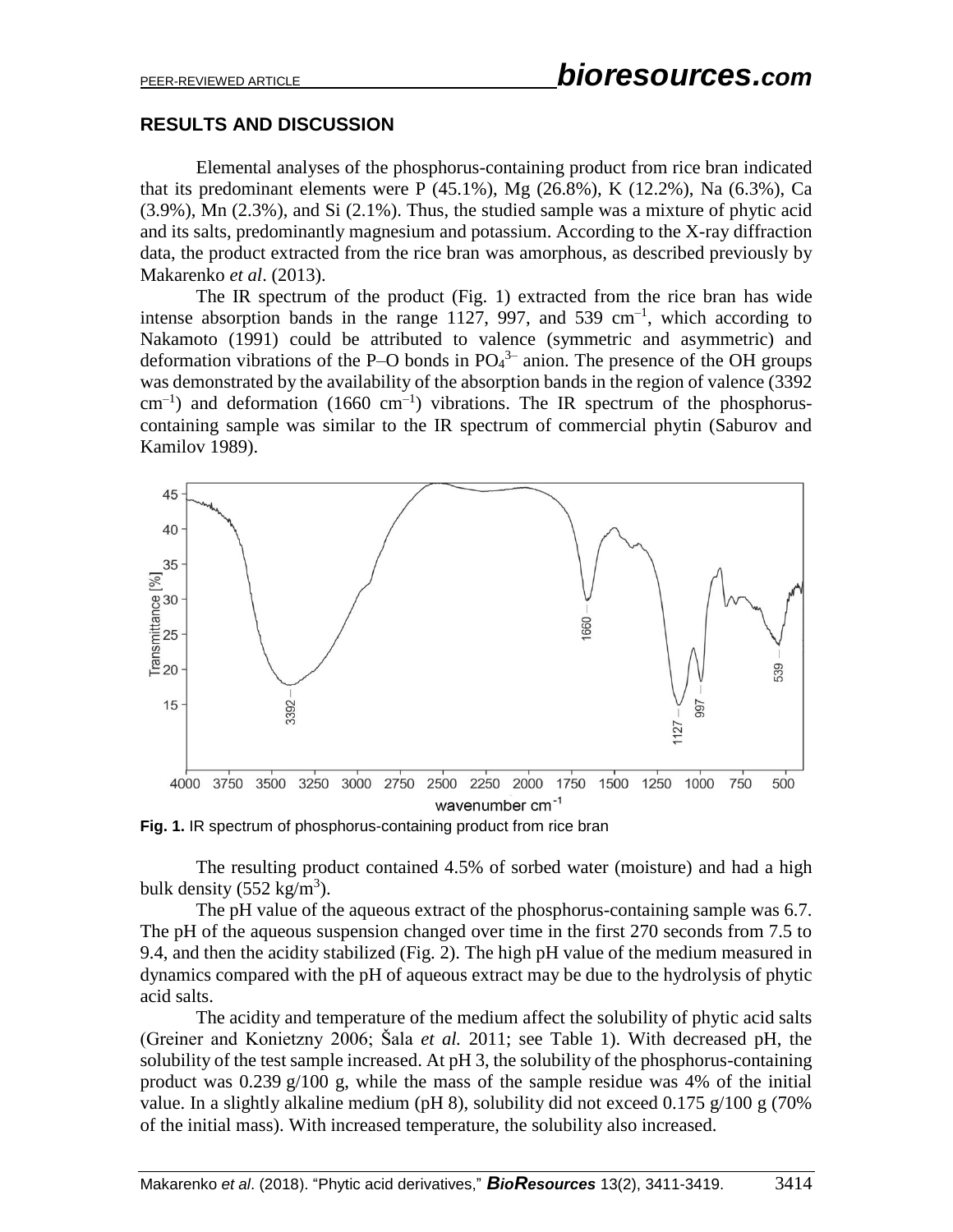## RESULTS AND DISCUSSION

Elemental analyses of the phosphorus-containing product from rice bran indicated that its predominant elements were P (45.1%), Mg (26.8%), K (12.2%), Na (6.3%), Ca (3.9%), Mn (2.3%), and Si (2.1%). Thus, the studied sample was a mixture of phytic acid and its salts, predominantly magnesium and potassium. According to the X-ray diffraction data, the product extracted from the rice bran was amorphous, as described previously by Makarenko *et al*. (2013).

The IR spectrum of the product (Fig. 1) extracted from the rice bran has wide intense absorption bands in the range 1127, 997, and 539 $cm^{-1}$, which according to Nakamoto (1991) could be attributed to valence (symmetric and asymmetric) and deformation vibrations of the P–O bonds in $PO_4^{3-}$ anion. The presence of the OH groups was demonstrated by the availability of the absorption bands in the region of valence (3392 $cm^{-1}$) and deformation (1660 $cm^{-1}$) vibrations. The IR spectrum of the phosphorus-containing sample was similar to the IR spectrum of commercial phytin (Saburov and Kamilov 1989).

Transmittance [%]
45
40
35
30
25
20
15
3392
1660
1127
997
539
4000 3750 3500 3250 3000 2750 2500 2250 2000 1750 1500 1250 1000 750 500
wavenumber $cm^{-1}$

**Fig. 1.** IR spectrum of phosphorus-containing product from rice bran

The resulting product contained 4.5% of sorbed water (moisture) and had a high bulk density (552 $kg/m^3$).

The pH value of the aqueous extract of the phosphorus-containing sample was 6.7. The pH of the aqueous suspension changed over time in the first 270 seconds from 7.5 to 9.4, and then the acidity stabilized (Fig. 2). The high pH value of the medium measured in dynamics compared with the pH of aqueous extract may be due to the hydrolysis of phytic acid salts.

The acidity and temperature of the medium affect the solubility of phytic acid salts (Greiner and Konietzny 2006; Šala *et al.* 2011; see Table 1). With decreased pH, the solubility of the test sample increased. At pH 3, the solubility of the phosphorus-containing product was 0.239 g/100 g, while the mass of the sample residue was 4% of the initial value. In a slightly alkaline medium (pH 8), solubility did not exceed 0.175 g/100 g (70% of the initial mass). With increased temperature, the solubility also increased.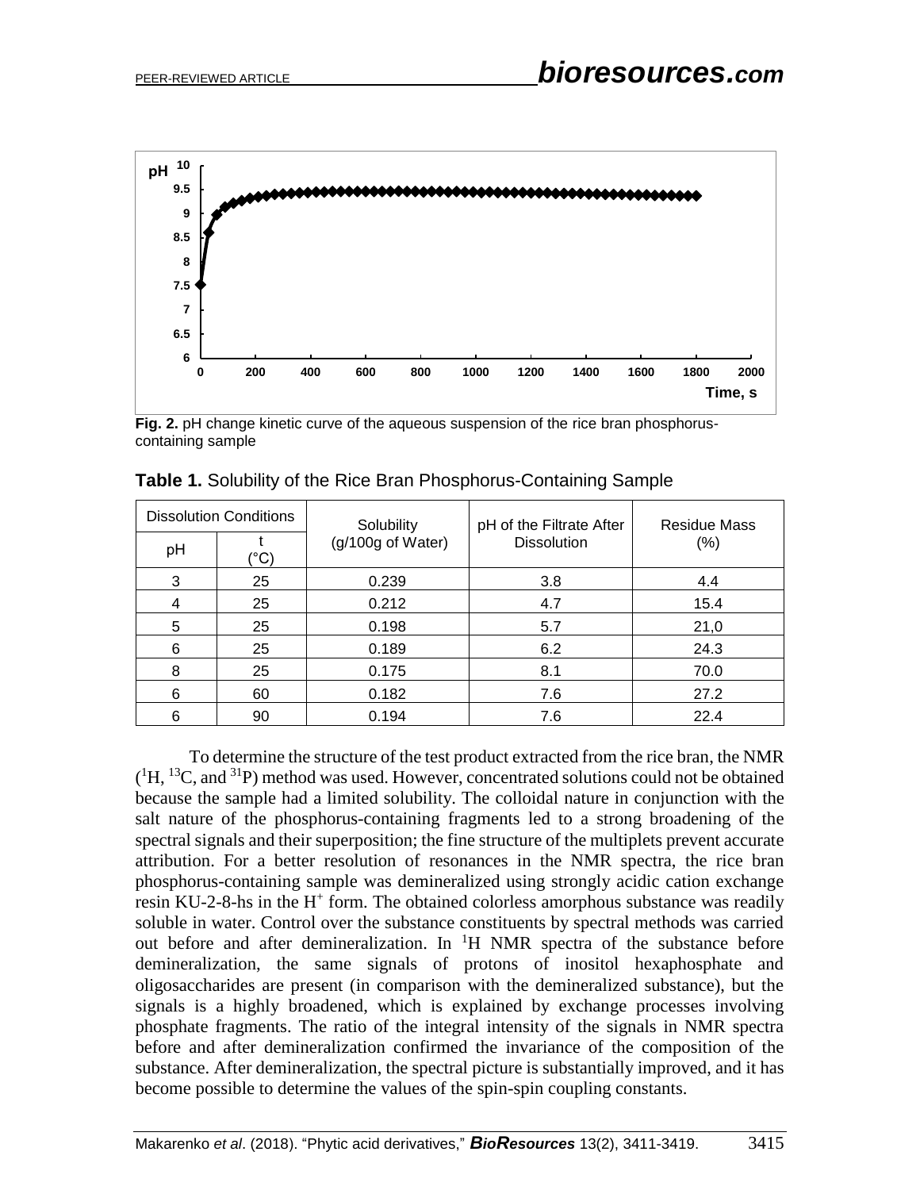pH
10
9.5
9
8.5
8
7.5
7
6.5
6
0 200 400 600 800 1000 1200 1400 1600 1800 2000
Time, s

**Fig. 2.** pH change kinetic curve of the aqueous suspension of the rice bran phosphorus-containing sample

**Table 1.** Solubility of the Rice Bran Phosphorus-Containing Sample

| Dissolution Conditions | | Solubility (g/100g of Water) | pH of the Filtrate After Dissolution | Residue Mass (%) |
|---|---|---|---|---|
| pH | t (°C) | | | |
| 3 | 25 | 0.239 | 3.8 | 4.4 |
| 4 | 25 | 0.212 | 4.7 | 15.4 |
| 5 | 25 | 0.198 | 5.7 | 21,0 |
| 6 | 25 | 0.189 | 6.2 | 24.3 |
| 8 | 25 | 0.175 | 8.1 | 70.0 |
| 6 | 60 | 0.182 | 7.6 | 27.2 |
| 6 | 90 | 0.194 | 7.6 | 22.4 |

To determine the structure of the test product extracted from the rice bran, the NMR ($^{1}H$, $^{13}C$, and $^{31}P$) method was used. However, concentrated solutions could not be obtained because the sample had a limited solubility. The colloidal nature in conjunction with the salt nature of the phosphorus-containing fragments led to a strong broadening of the spectral signals and their superposition; the fine structure of the multiplets prevent accurate attribution. For a better resolution of resonances in the NMR spectra, the rice bran phosphorus-containing sample was demineralized using strongly acidic cation exchange resin KU-2-8-hs in the $H^{+}$ form. The obtained colorless amorphous substance was readily soluble in water. Control over the substance constituents by spectral methods was carried out before and after demineralization. In $^{1}H$ NMR spectra of the substance before demineralization, the same signals of protons of inositol hexaphosphate and oligosaccharides are present (in comparison with the demineralized substance), but the signals is a highly broadened, which is explained by exchange processes involving phosphate fragments. The ratio of the integral intensity of the signals in NMR spectra before and after demineralization confirmed the invariance of the composition of the substance. After demineralization, the spectral picture is substantially improved, and it has become possible to determine the values of the spin-spin coupling constants.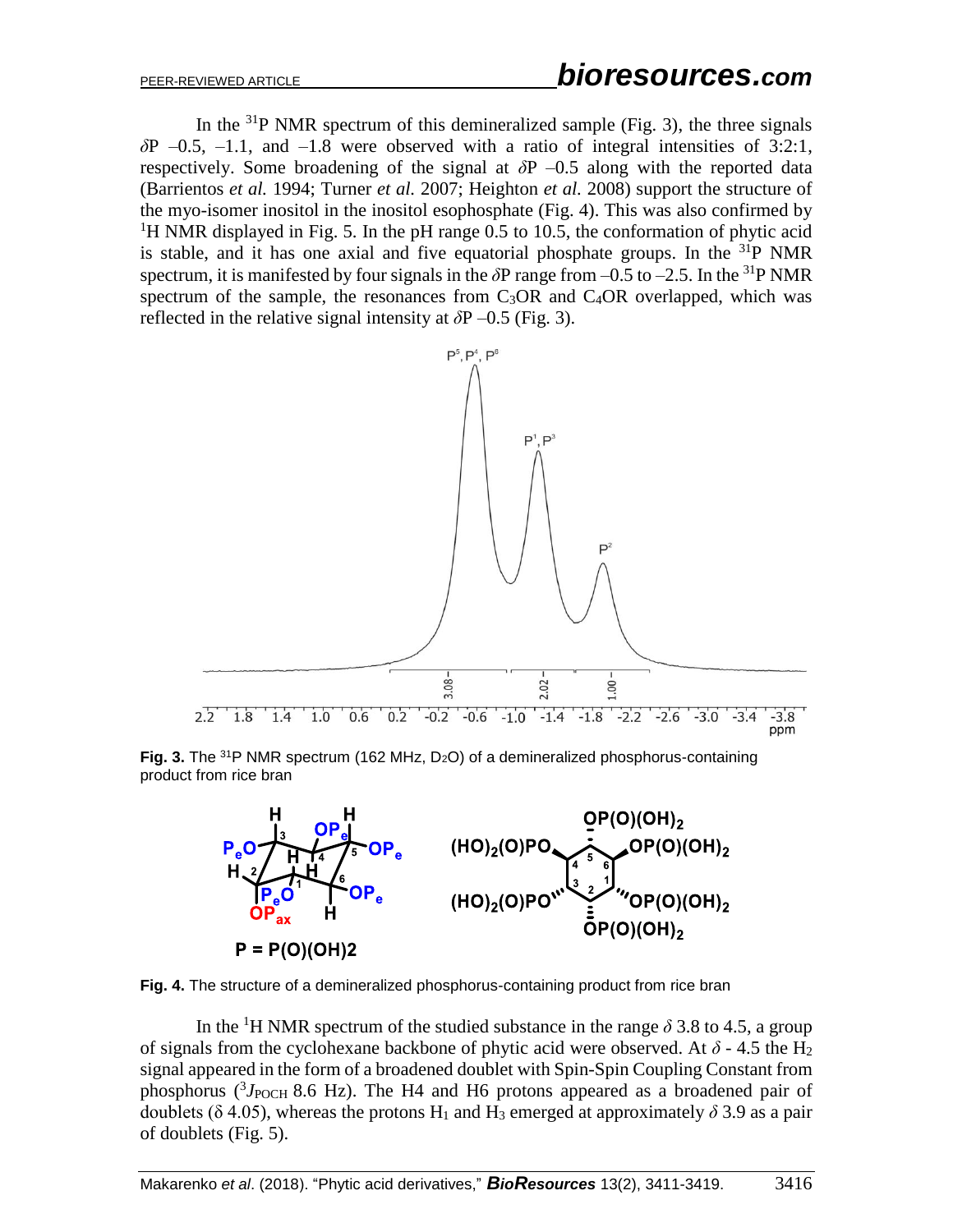In the $^{31}P$ NMR spectrum of this demineralized sample (Fig. 3), the three signals $\delta$P –0.5, –1.1, and –1.8 were observed with a ratio of integral intensities of 3:2:1, respectively. Some broadening of the signal at $\delta$P –0.5 along with the reported data (Barrientos *et al.* 1994; Turner *et al.* 2007; Heighton *et al.* 2008) support the structure of the myo-isomer inositol in the inositol esophosphate (Fig. 4). This was also confirmed by $^{1}H$ NMR displayed in Fig. 5. In the pH range 0.5 to 10.5, the conformation of phytic acid is stable, and it has one axial and five equatorial phosphate groups. In the $^{31}P$ NMR spectrum, it is manifested by four signals in the $\delta$P range from –0.5 to –2.5. In the $^{31}P$ NMR spectrum of the sample, the resonances from $C_3OR$ and $C_4OR$ overlapped, which was reflected in the relative signal intensity at $\delta$P –0.5 (Fig. 3).

P5, P4, P6
P1, P3
P2
3.08
2.02
1.00
2.2 1.8 1.4 1.0 0.6 0.2 -0.2 -0.6 -1.0 -1.4 -1.8 -2.2 -2.6 -3.0 -3.4 -3.8
ppm

**Fig. 3.** The $^{31}P$ NMR spectrum (162 MHz, $D_2O$) of a demineralized phosphorus-containing product from rice bran

P = P(O)(OH)2

**Fig. 4.** The structure of a demineralized phosphorus-containing product from rice bran

In the $^{1}H$ NMR spectrum of the studied substance in the range $\delta$ 3.8 to 4.5, a group of signals from the cyclohexane backbone of phytic acid were observed. At $\delta$ - 4.5 the $H_2$ signal appeared in the form of a broadened doublet with Spin-Spin Coupling Constant from phosphorus ($^{3}J_{POCH}$ 8.6 Hz). The H4 and H6 protons appeared as a broadened pair of doublets ($\delta$ 4.05), whereas the protons $H_1$ and $H_3$ emerged at approximately $\delta$ 3.9 as a pair of doublets (Fig. 5).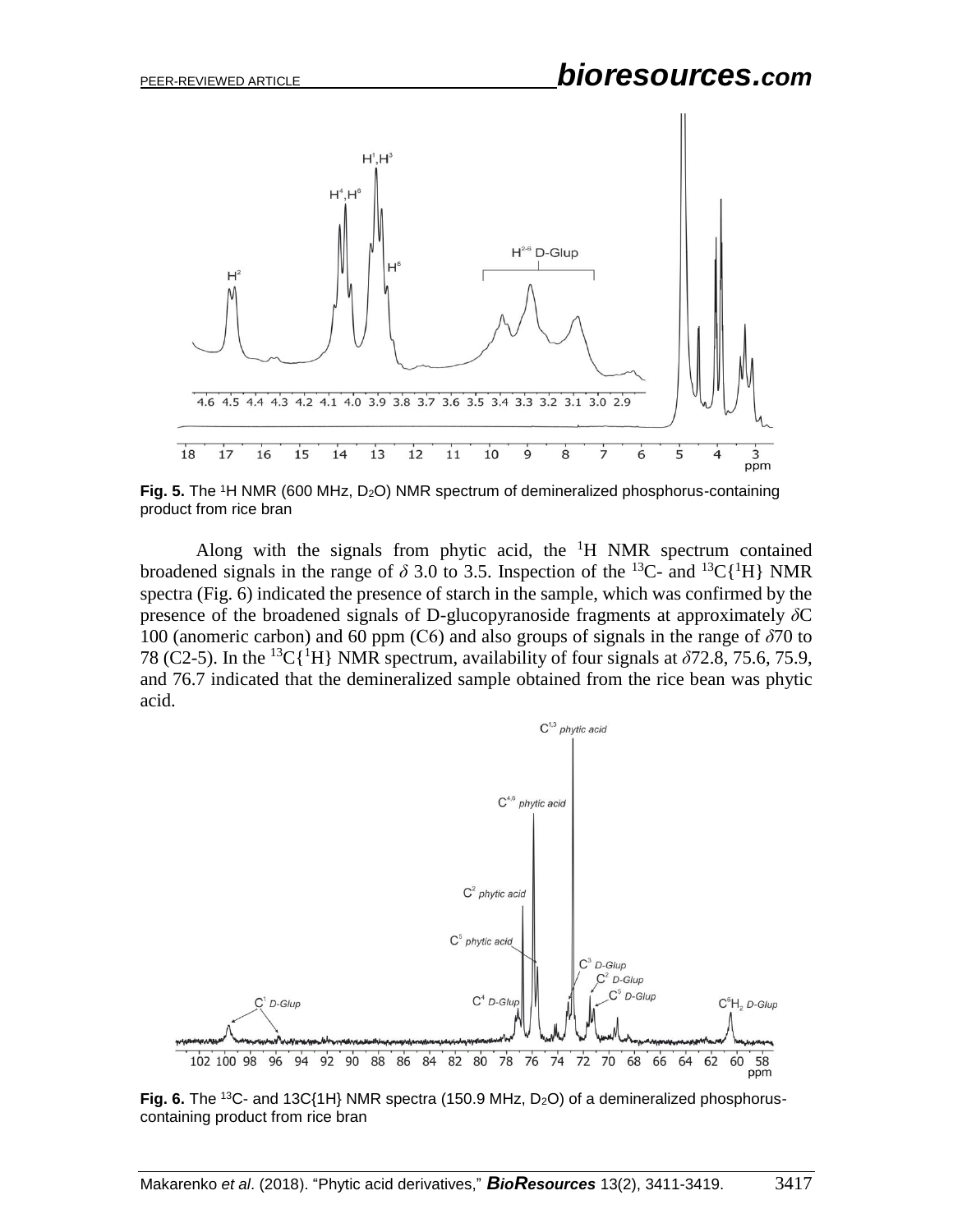H[1],H[3]

H[4],H[6]

H[5]

H[2]

H[2-6] D-Glup

4.6 4.5 4.4 4.3 4.2 4.1 4.0 3.9 3.8 3.7 3.6 3.5 3.4 3.3 3.2 3.1 3.0 2.9

18 17 16 15 14 13 12 11 10 9 8 7 6 5 4 3 ppm

**Fig. 5.** The $^{1}$H NMR (600 MHz, $D_2O$) NMR spectrum of demineralized phosphorus-containing product from rice bran

Along with the signals from phytic acid, the $^{1}$H NMR spectrum contained broadened signals in the range of $\delta$ 3.0 to 3.5. Inspection of the $^{13}$C- and $^{13}$C{$^{1}$H} NMR spectra (Fig. 6) indicated the presence of starch in the sample, which was confirmed by the presence of the broadened signals of D-glucopyranoside fragments at approximately $\delta$C 100 (anomeric carbon) and 60 ppm (C6) and also groups of signals in the range of $\delta$70 to 78 (C2-5). In the $^{13}$C{$^{1}$H} NMR spectrum, availability of four signals at $\delta$72.8, 75.6, 75.9, and 76.7 indicated that the demineralized sample obtained from the rice bean was phytic acid.

C[1,3] *phytic acid*

C[4,6] *phytic acid*

C[2] *phytic acid*

C[5] *phytic acid*

C[3] *D-Glup*

C[2] *D-Glup*

C[5] *D-Glup*

C[4] *D-Glup*

C[1] *D-Glup*

C[6]H$_2$ *D-Glup*

102 100 98 96 94 92 90 88 86 84 82 80 78 76 74 72 70 68 66 64 62 60 58 ppm

**Fig. 6.** The $^{13}$C- and 13C{1H} NMR spectra (150.9 MHz, $D_2O$) of a demineralized phosphorus-containing product from rice bran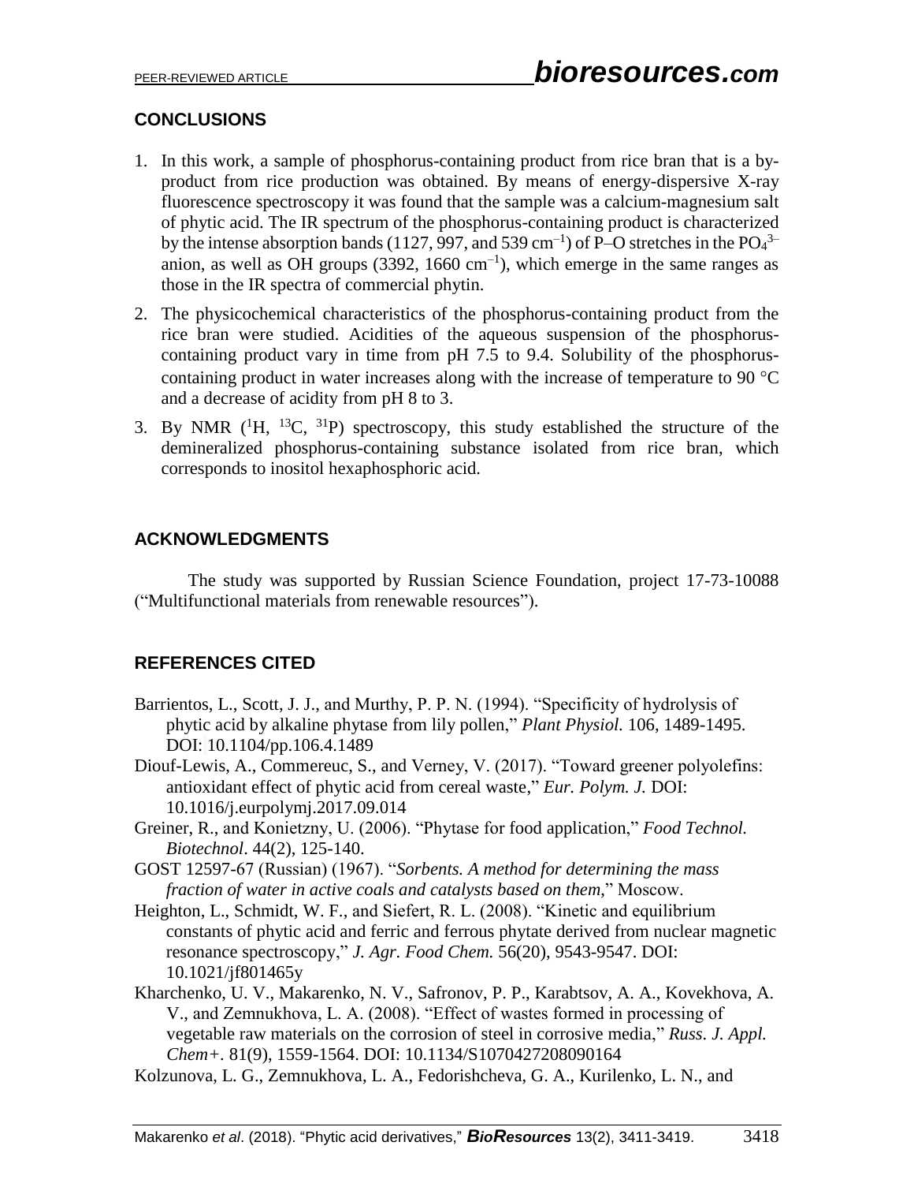## CONCLUSIONS

1. In this work, a sample of phosphorus-containing product from rice bran that is a by-product from rice production was obtained. By means of energy-dispersive X-ray fluorescence spectroscopy it was found that the sample was a calcium-magnesium salt of phytic acid. The IR spectrum of the phosphorus-containing product is characterized by the intense absorption bands (1127, 997, and 539 $cm^{-1}$) of P–O stretches in the $PO_4^{3-}$ anion, as well as OH groups (3392, 1660 $cm^{-1}$), which emerge in the same ranges as those in the IR spectra of commercial phytin.
2. The physicochemical characteristics of the phosphorus-containing product from the rice bran were studied. Acidities of the aqueous suspension of the phosphorus-containing product vary in time from pH 7.5 to 9.4. Solubility of the phosphorus-containing product in water increases along with the increase of temperature to 90 °C and a decrease of acidity from pH 8 to 3.
3. By NMR ($^{1}H$, $^{13}C$, $^{31}P$) spectroscopy, this study established the structure of the demineralized phosphorus-containing substance isolated from rice bran, which corresponds to inositol hexaphosphoric acid.

## ACKNOWLEDGMENTS

The study was supported by Russian Science Foundation, project 17-73-10088 (“Multifunctional materials from renewable resources”).

## REFERENCES CITED

Barrientos, L., Scott, J. J., and Murthy, P. P. N. (1994). “Specificity of hydrolysis of phytic acid by alkaline phytase from lily pollen,” *Plant Physiol.* 106, 1489-1495. DOI: 10.1104/pp.106.4.1489

Diouf-Lewis, A., Commereuc, S., and Verney, V. (2017). “Toward greener polyolefins: antioxidant effect of phytic acid from cereal waste,” *Eur. Polym. J.* DOI: 10.1016/j.eurpolymj.2017.09.014

Greiner, R., and Konietzny, U. (2006). “Phytase for food application,” *Food Technol. Biotechnol*. 44(2), 125-140.

GOST 12597-67 (Russian) (1967). “*Sorbents. A method for determining the mass fraction of water in active coals and catalysts based on them*,” Moscow.

Heighton, L., Schmidt, W. F., and Siefert, R. L. (2008). “Kinetic and equilibrium constants of phytic acid and ferric and ferrous phytate derived from nuclear magnetic resonance spectroscopy,” *J. Agr. Food Chem.* 56(20), 9543-9547. DOI: 10.1021/jf801465y

Kharchenko, U. V., Makarenko, N. V., Safronov, P. P., Karabtsov, A. A., Kovekhova, A. V., and Zemnukhova, L. A. (2008). “Effect of wastes formed in processing of vegetable raw materials on the corrosion of steel in corrosive media,” *Russ. J. Appl. Chem+*. 81(9), 1559-1564. DOI: 10.1134/S1070427208090164

Kolzunova, L. G., Zemnukhova, L. A., Fedorishcheva, G. A., Kurilenko, L. N., and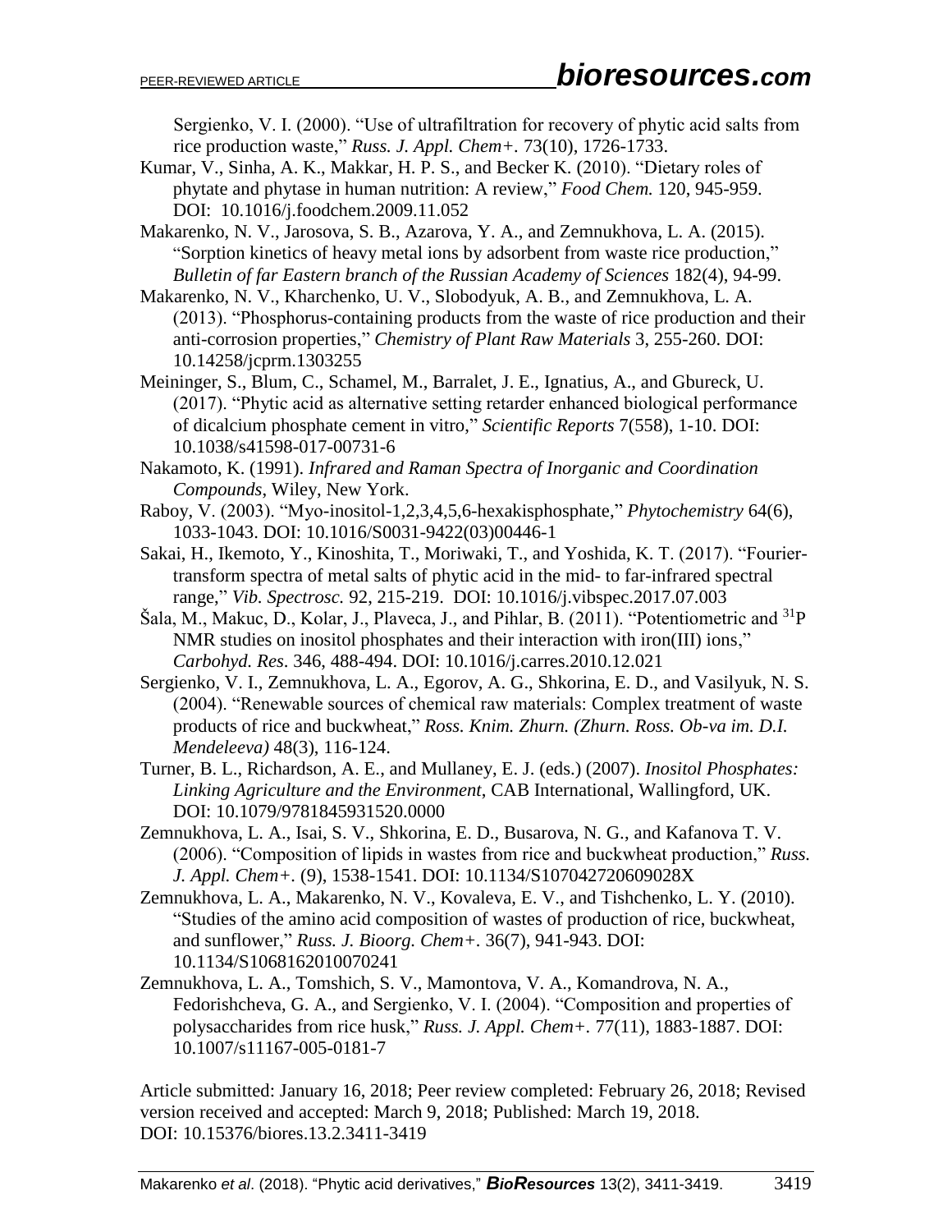Sergienko, V. I. (2000). "Use of ultrafiltration for recovery of phytic acid salts from rice production waste," *Russ. J. Appl. Chem+*. 73(10), 1726-1733.

Kumar, V., Sinha, A. K., Makkar, H. P. S., and Becker K. (2010). "Dietary roles of phytate and phytase in human nutrition: A review," *Food Chem.* 120, 945-959. DOI: 10.1016/j.foodchem.2009.11.052

Makarenko, N. V., Jarosova, S. B., Azarova, Y. A., and Zemnukhova, L. A. (2015). "Sorption kinetics of heavy metal ions by adsorbent from waste rice production," *Bulletin of far Eastern branch of the Russian Academy of Sciences* 182(4), 94-99.

Makarenko, N. V., Kharchenko, U. V., Slobodyuk, A. B., and Zemnukhova, L. A. (2013). "Phosphorus-containing products from the waste of rice production and their anti-corrosion properties," *Chemistry of Plant Raw Materials* 3, 255-260. DOI: 10.14258/jcprm.1303255

Meininger, S., Blum, C., Schamel, M., Barralet, J. E., Ignatius, A., and Gbureck, U. (2017). "Phytic acid as alternative setting retarder enhanced biological performance of dicalcium phosphate cement in vitro," *Scientific Reports* 7(558), 1-10. DOI: 10.1038/s41598-017-00731-6

Nakamoto, K. (1991). *Infrared and Raman Spectra of Inorganic and Coordination Compounds*, Wiley, New York.

Raboy, V. (2003). "Myo-inositol-1,2,3,4,5,6-hexakisphosphate," *Phytochemistry* 64(6), 1033-1043. DOI: 10.1016/S0031-9422(03)00446-1

Sakai, H., Ikemoto, Y., Kinoshita, T., Moriwaki, T., and Yoshida, K. T. (2017). "Fourier-transform spectra of metal salts of phytic acid in the mid- to far-infrared spectral range," *Vib. Spectrosc.* 92, 215-219. DOI: 10.1016/j.vibspec.2017.07.003

Šala, M., Makuc, D., Kolar, J., Plaveca, J., and Pihlar, B. (2011). "Potentiometric and $^{31}$P NMR studies on inositol phosphates and their interaction with iron(III) ions," *Carbohyd. Res*. 346, 488-494. DOI: 10.1016/j.carres.2010.12.021

Sergienko, V. I., Zemnukhova, L. A., Egorov, A. G., Shkorina, E. D., and Vasilyuk, N. S. (2004). "Renewable sources of chemical raw materials: Complex treatment of waste products of rice and buckwheat," *Ross. Knim. Zhurn. (Zhurn. Ross. Ob-va im. D.I. Mendeleeva)* 48(3), 116-124.

Turner, B. L., Richardson, A. E., and Mullaney, E. J. (eds.) (2007). *Inositol Phosphates: Linking Agriculture and the Environment*, CAB International, Wallingford, UK. DOI: 10.1079/9781845931520.0000

Zemnukhova, L. A., Isai, S. V., Shkorina, E. D., Busarova, N. G., and Kafanova T. V. (2006). "Composition of lipids in wastes from rice and buckwheat production," *Russ. J. Appl. Chem+*. (9), 1538-1541. DOI: 10.1134/S107042720609028X

Zemnukhova, L. A., Makarenko, N. V., Kovaleva, E. V., and Tishchenko, L. Y. (2010). "Studies of the amino acid composition of wastes of production of rice, buckwheat, and sunflower," *Russ. J. Bioorg. Chem+*. 36(7), 941-943. DOI: 10.1134/S1068162010070241

Zemnukhova, L. A., Tomshich, S. V., Mamontova, V. A., Komandrova, N. A., Fedorishcheva, G. A., and Sergienko, V. I. (2004). "Composition and properties of polysaccharides from rice husk," *Russ. J. Appl. Chem+*. 77(11), 1883-1887. DOI: 10.1007/s11167-005-0181-7

Article submitted: January 16, 2018; Peer review completed: February 26, 2018; Revised version received and accepted: March 9, 2018; Published: March 19, 2018.
DOI: 10.15376/biores.13.2.3411-3419